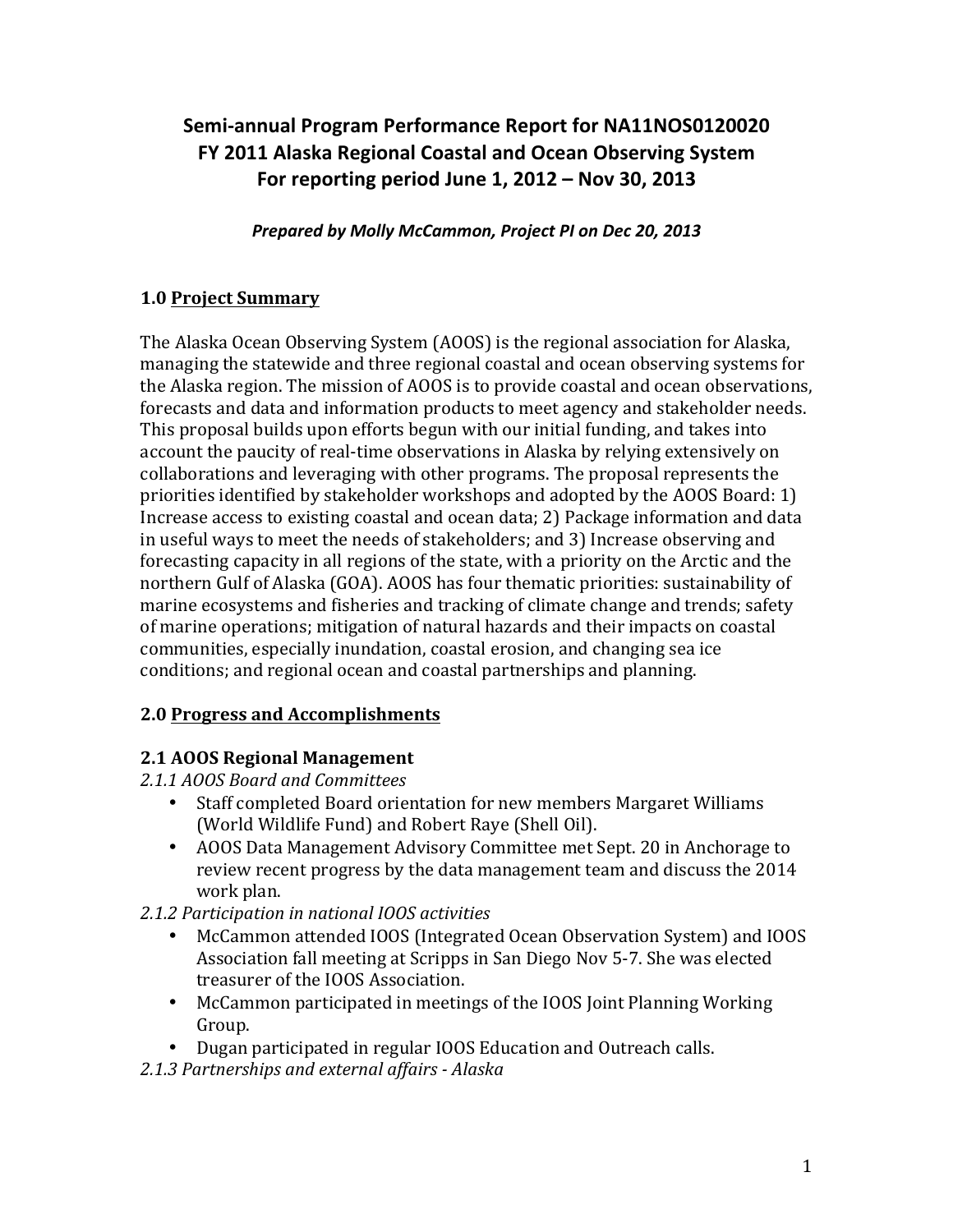# Semi-annual Program Performance Report for NA11NOS0120020
# FY 2011 Alaska Regional Coastal and Ocean Observing System
# For reporting period June 1, 2012 – Nov 30, 2013

***Prepared by Molly McCammon, Project PI on Dec 20, 2013***

## 1.0 Project Summary

The Alaska Ocean Observing System (AOOS) is the regional association for Alaska, managing the statewide and three regional coastal and ocean observing systems for the Alaska region. The mission of AOOS is to provide coastal and ocean observations, forecasts and data and information products to meet agency and stakeholder needs. This proposal builds upon efforts begun with our initial funding, and takes into account the paucity of real-time observations in Alaska by relying extensively on collaborations and leveraging with other programs. The proposal represents the priorities identified by stakeholder workshops and adopted by the AOOS Board: 1) Increase access to existing coastal and ocean data; 2) Package information and data in useful ways to meet the needs of stakeholders; and 3) Increase observing and forecasting capacity in all regions of the state, with a priority on the Arctic and the northern Gulf of Alaska (GOA). AOOS has four thematic priorities: sustainability of marine ecosystems and fisheries and tracking of climate change and trends; safety of marine operations; mitigation of natural hazards and their impacts on coastal communities, especially inundation, coastal erosion, and changing sea ice conditions; and regional ocean and coastal partnerships and planning.

## 2.0 Progress and Accomplishments

### 2.1 AOOS Regional Management

*2.1.1 AOOS Board and Committees*

- Staff completed Board orientation for new members Margaret Williams (World Wildlife Fund) and Robert Raye (Shell Oil).
- AOOS Data Management Advisory Committee met Sept. 20 in Anchorage to review recent progress by the data management team and discuss the 2014 work plan.

*2.1.2 Participation in national IOOS activities*

- McCammon attended IOOS (Integrated Ocean Observation System) and IOOS Association fall meeting at Scripps in San Diego Nov 5-7. She was elected treasurer of the IOOS Association.
- McCammon participated in meetings of the IOOS Joint Planning Working Group.
- Dugan participated in regular IOOS Education and Outreach calls.

*2.1.3 Partnerships and external affairs - Alaska*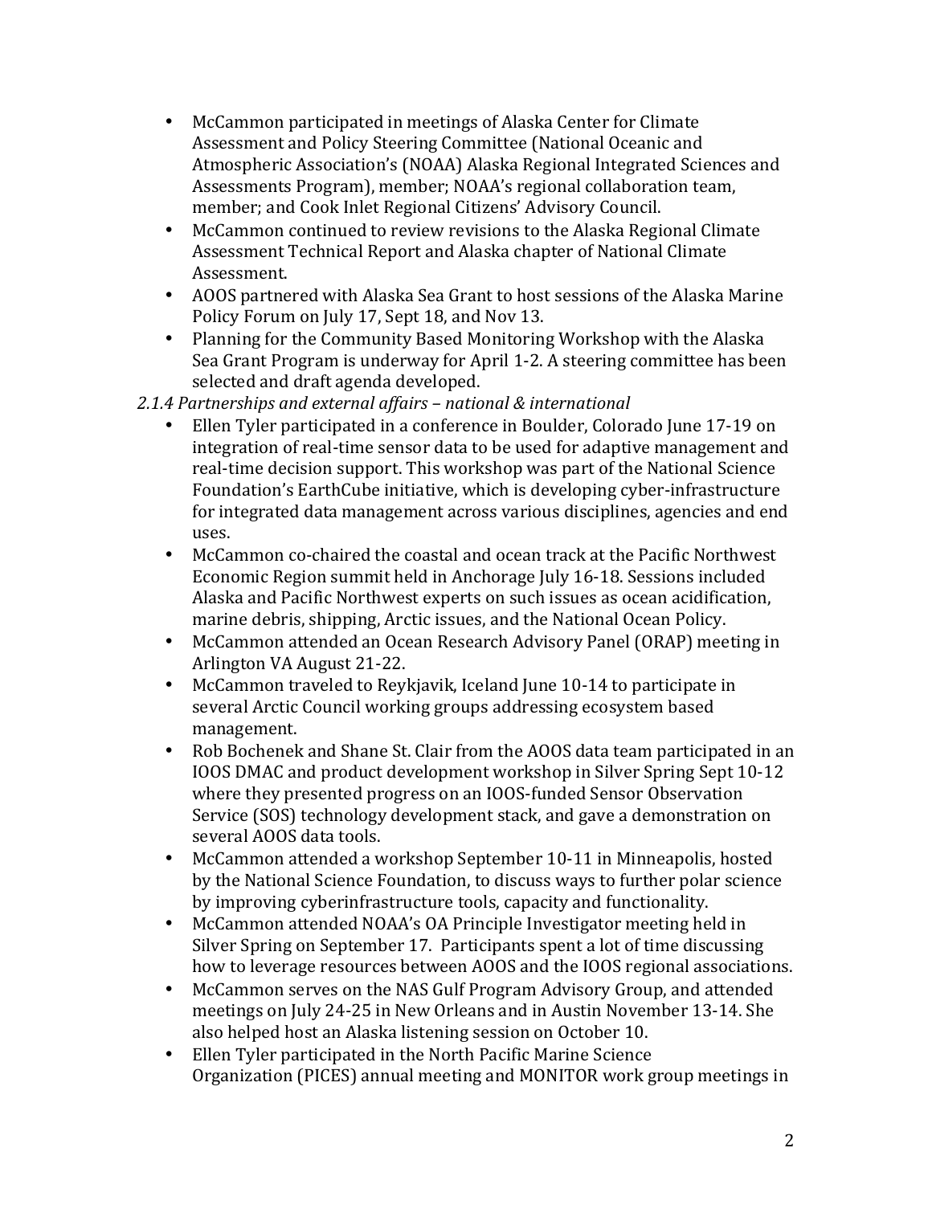- McCammon participated in meetings of Alaska Center for Climate Assessment and Policy Steering Committee (National Oceanic and Atmospheric Association's (NOAA) Alaska Regional Integrated Sciences and Assessments Program), member; NOAA's regional collaboration team, member; and Cook Inlet Regional Citizens' Advisory Council.
- McCammon continued to review revisions to the Alaska Regional Climate Assessment Technical Report and Alaska chapter of National Climate Assessment.
- AOOS partnered with Alaska Sea Grant to host sessions of the Alaska Marine Policy Forum on July 17, Sept 18, and Nov 13.
- Planning for the Community Based Monitoring Workshop with the Alaska Sea Grant Program is underway for April 1-2. A steering committee has been selected and draft agenda developed.

*2.1.4 Partnerships and external affairs – national & international*

- Ellen Tyler participated in a conference in Boulder, Colorado June 17-19 on integration of real-time sensor data to be used for adaptive management and real-time decision support. This workshop was part of the National Science Foundation's EarthCube initiative, which is developing cyber-infrastructure for integrated data management across various disciplines, agencies and end uses.
- McCammon co-chaired the coastal and ocean track at the Pacific Northwest Economic Region summit held in Anchorage July 16-18. Sessions included Alaska and Pacific Northwest experts on such issues as ocean acidification, marine debris, shipping, Arctic issues, and the National Ocean Policy.
- McCammon attended an Ocean Research Advisory Panel (ORAP) meeting in Arlington VA August 21-22.
- McCammon traveled to Reykjavik, Iceland June 10-14 to participate in several Arctic Council working groups addressing ecosystem based management.
- Rob Bochenek and Shane St. Clair from the AOOS data team participated in an IOOS DMAC and product development workshop in Silver Spring Sept 10-12 where they presented progress on an IOOS-funded Sensor Observation Service (SOS) technology development stack, and gave a demonstration on several AOOS data tools.
- McCammon attended a workshop September 10-11 in Minneapolis, hosted by the National Science Foundation, to discuss ways to further polar science by improving cyberinfrastructure tools, capacity and functionality.
- McCammon attended NOAA's OA Principle Investigator meeting held in Silver Spring on September 17. Participants spent a lot of time discussing how to leverage resources between AOOS and the IOOS regional associations.
- McCammon serves on the NAS Gulf Program Advisory Group, and attended meetings on July 24-25 in New Orleans and in Austin November 13-14. She also helped host an Alaska listening session on October 10.
- Ellen Tyler participated in the North Pacific Marine Science Organization (PICES) annual meeting and MONITOR work group meetings in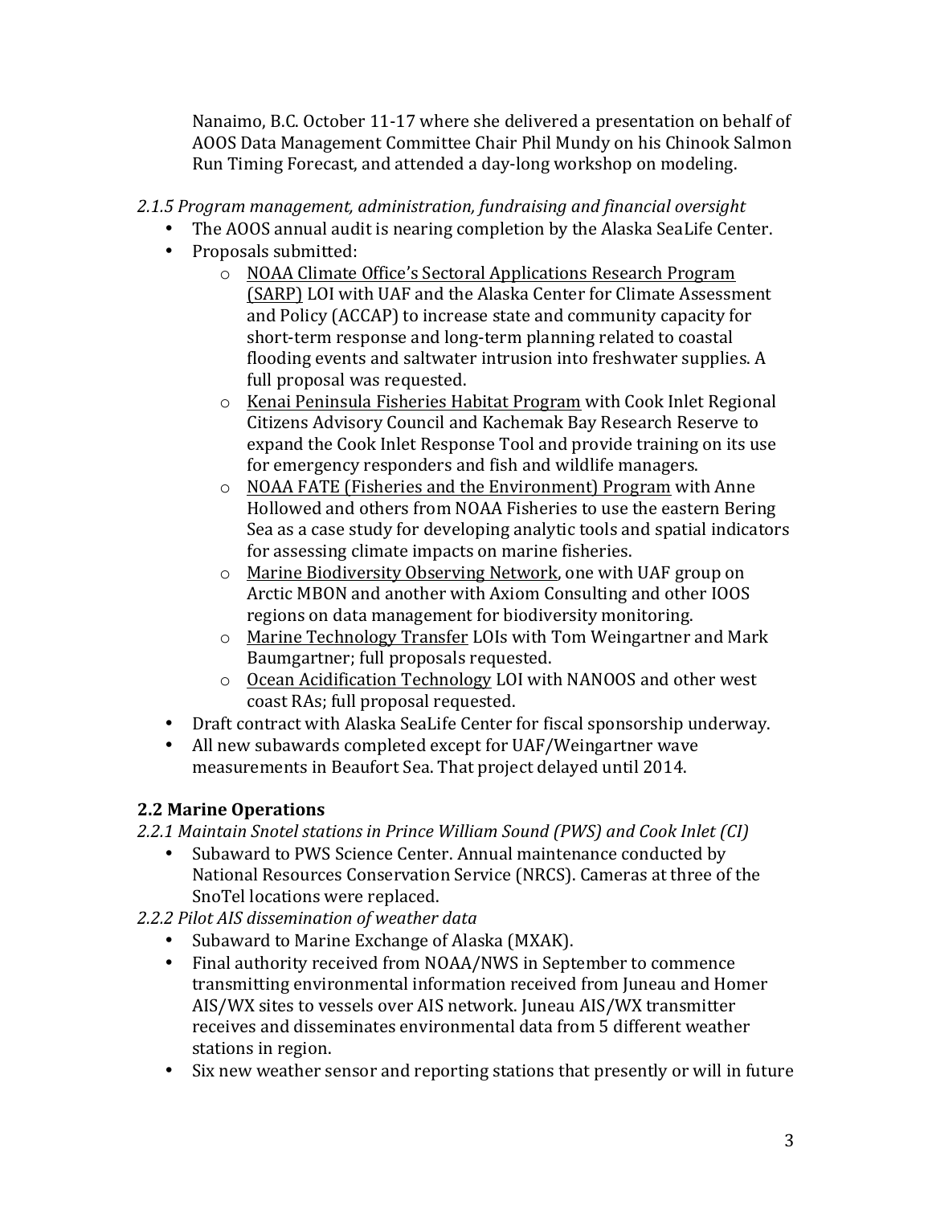Nanaimo, B.C. October 11-17 where she delivered a presentation on behalf of AOOS Data Management Committee Chair Phil Mundy on his Chinook Salmon Run Timing Forecast, and attended a day-long workshop on modeling.

*2.1.5 Program management, administration, fundraising and financial oversight*

- The AOOS annual audit is nearing completion by the Alaska SeaLife Center.
- Proposals submitted:
  - NOAA Climate Office's Sectoral Applications Research Program (SARP) LOI with UAF and the Alaska Center for Climate Assessment and Policy (ACCAP) to increase state and community capacity for short-term response and long-term planning related to coastal flooding events and saltwater intrusion into freshwater supplies. A full proposal was requested.
  - Kenai Peninsula Fisheries Habitat Program with Cook Inlet Regional Citizens Advisory Council and Kachemak Bay Research Reserve to expand the Cook Inlet Response Tool and provide training on its use for emergency responders and fish and wildlife managers.
  - NOAA FATE (Fisheries and the Environment) Program with Anne Hollowed and others from NOAA Fisheries to use the eastern Bering Sea as a case study for developing analytic tools and spatial indicators for assessing climate impacts on marine fisheries.
  - Marine Biodiversity Observing Network, one with UAF group on Arctic MBON and another with Axiom Consulting and other IOOS regions on data management for biodiversity monitoring.
  - Marine Technology Transfer LOIs with Tom Weingartner and Mark Baumgartner; full proposals requested.
  - Ocean Acidification Technology LOI with NANOOS and other west coast RAs; full proposal requested.
- Draft contract with Alaska SeaLife Center for fiscal sponsorship underway.
- All new subawards completed except for UAF/Weingartner wave measurements in Beaufort Sea. That project delayed until 2014.

## 2.2 Marine Operations

*2.2.1 Maintain Snotel stations in Prince William Sound (PWS) and Cook Inlet (CI)*

- Subaward to PWS Science Center. Annual maintenance conducted by National Resources Conservation Service (NRCS). Cameras at three of the SnoTel locations were replaced.

*2.2.2 Pilot AIS dissemination of weather data*

- Subaward to Marine Exchange of Alaska (MXAK).
- Final authority received from NOAA/NWS in September to commence transmitting environmental information received from Juneau and Homer AIS/WX sites to vessels over AIS network. Juneau AIS/WX transmitter receives and disseminates environmental data from 5 different weather stations in region.
- Six new weather sensor and reporting stations that presently or will in future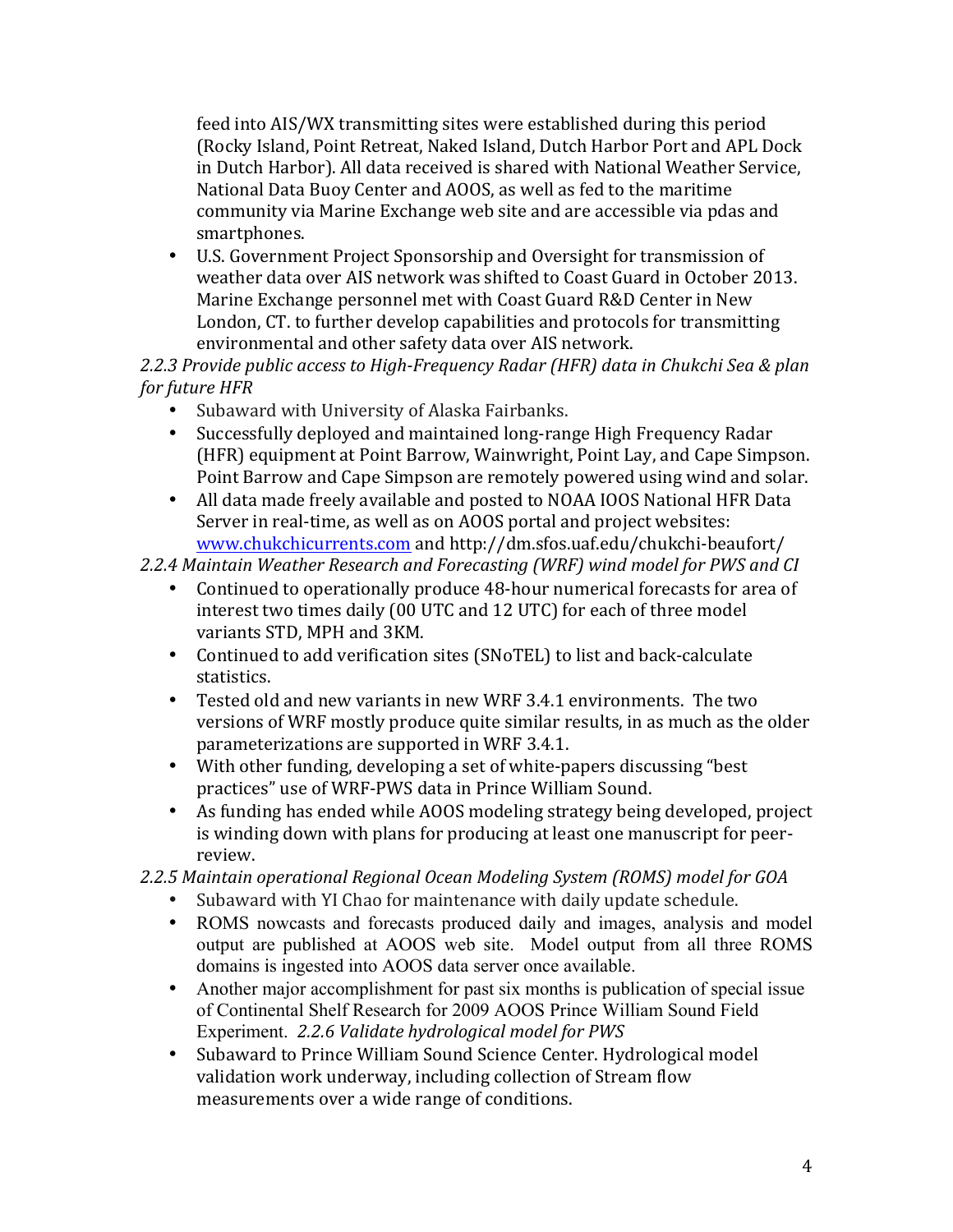feed into AIS/WX transmitting sites were established during this period (Rocky Island, Point Retreat, Naked Island, Dutch Harbor Port and APL Dock in Dutch Harbor). All data received is shared with National Weather Service, National Data Buoy Center and AOOS, as well as fed to the maritime community via Marine Exchange web site and are accessible via pdas and smartphones.

- U.S. Government Project Sponsorship and Oversight for transmission of weather data over AIS network was shifted to Coast Guard in October 2013. Marine Exchange personnel met with Coast Guard R&D Center in New London, CT. to further develop capabilities and protocols for transmitting environmental and other safety data over AIS network.

*2.2.3 Provide public access to High-Frequency Radar (HFR) data in Chukchi Sea & plan for future HFR*

- Subaward with University of Alaska Fairbanks.
- Successfully deployed and maintained long-range High Frequency Radar (HFR) equipment at Point Barrow, Wainwright, Point Lay, and Cape Simpson. Point Barrow and Cape Simpson are remotely powered using wind and solar.
- All data made freely available and posted to NOAA IOOS National HFR Data Server in real-time, as well as on AOOS portal and project websites: www.chukchicurrents.com and http://dm.sfos.uaf.edu/chukchi-beaufort/

*2.2.4 Maintain Weather Research and Forecasting (WRF) wind model for PWS and CI*

- Continued to operationally produce 48-hour numerical forecasts for area of interest two times daily (00 UTC and 12 UTC) for each of three model variants STD, MPH and 3KM.
- Continued to add verification sites (SNoTEL) to list and back-calculate statistics.
- Tested old and new variants in new WRF 3.4.1 environments. The two versions of WRF mostly produce quite similar results, in as much as the older parameterizations are supported in WRF 3.4.1.
- With other funding, developing a set of white-papers discussing "best practices" use of WRF-PWS data in Prince William Sound.
- As funding has ended while AOOS modeling strategy being developed, project is winding down with plans for producing at least one manuscript for peer-review.

*2.2.5 Maintain operational Regional Ocean Modeling System (ROMS) model for GOA*

- Subaward with YI Chao for maintenance with daily update schedule.
- ROMS nowcasts and forecasts produced daily and images, analysis and model output are published at AOOS web site. Model output from all three ROMS domains is ingested into AOOS data server once available.
- Another major accomplishment for past six months is publication of special issue of Continental Shelf Research for 2009 AOOS Prince William Sound Field Experiment.

*2.2.6 Validate hydrological model for PWS*

- Subaward to Prince William Sound Science Center. Hydrological model validation work underway, including collection of Stream flow measurements over a wide range of conditions.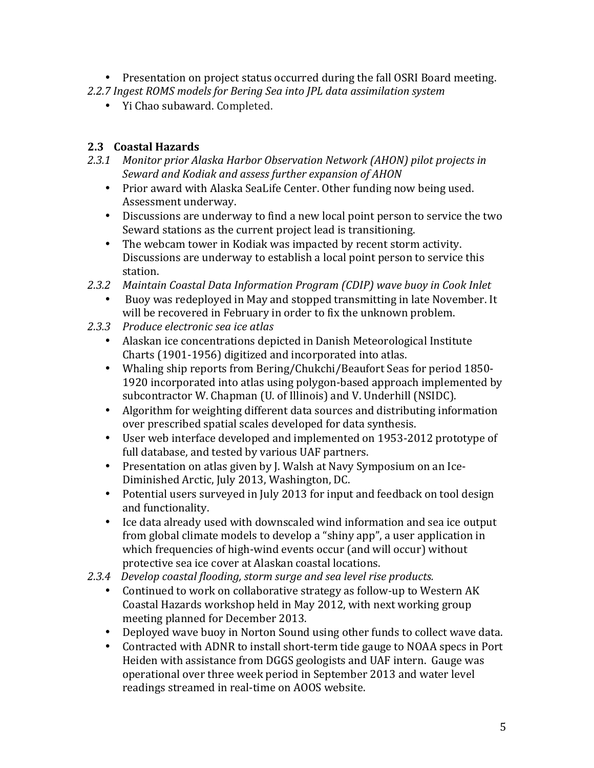- Presentation on project status occurred during the fall OSRI Board meeting.

*2.2.7 Ingest ROMS models for Bering Sea into JPL data assimilation system*

- Yi Chao subaward. Completed.

### 2.3 Coastal Hazards

*2.3.1 Monitor prior Alaska Harbor Observation Network (AHON) pilot projects in Seward and Kodiak and assess further expansion of AHON*

- Prior award with Alaska SeaLife Center. Other funding now being used. Assessment underway.
- Discussions are underway to find a new local point person to service the two Seward stations as the current project lead is transitioning.
- The webcam tower in Kodiak was impacted by recent storm activity. Discussions are underway to establish a local point person to service this station.

*2.3.2 Maintain Coastal Data Information Program (CDIP) wave buoy in Cook Inlet*

- Buoy was redeployed in May and stopped transmitting in late November. It will be recovered in February in order to fix the unknown problem.

*2.3.3 Produce electronic sea ice atlas*

- Alaskan ice concentrations depicted in Danish Meteorological Institute Charts (1901-1956) digitized and incorporated into atlas.
- Whaling ship reports from Bering/Chukchi/Beaufort Seas for period 1850-1920 incorporated into atlas using polygon-based approach implemented by subcontractor W. Chapman (U. of Illinois) and V. Underhill (NSIDC).
- Algorithm for weighting different data sources and distributing information over prescribed spatial scales developed for data synthesis.
- User web interface developed and implemented on 1953-2012 prototype of full database, and tested by various UAF partners.
- Presentation on atlas given by J. Walsh at Navy Symposium on an Ice-Diminished Arctic, July 2013, Washington, DC.
- Potential users surveyed in July 2013 for input and feedback on tool design and functionality.
- Ice data already used with downscaled wind information and sea ice output from global climate models to develop a "shiny app", a user application in which frequencies of high-wind events occur (and will occur) without protective sea ice cover at Alaskan coastal locations.

*2.3.4 Develop coastal flooding, storm surge and sea level rise products.*

- Continued to work on collaborative strategy as follow-up to Western AK Coastal Hazards workshop held in May 2012, with next working group meeting planned for December 2013.
- Deployed wave buoy in Norton Sound using other funds to collect wave data.
- Contracted with ADNR to install short-term tide gauge to NOAA specs in Port Heiden with assistance from DGGS geologists and UAF intern. Gauge was operational over three week period in September 2013 and water level readings streamed in real-time on AOOS website.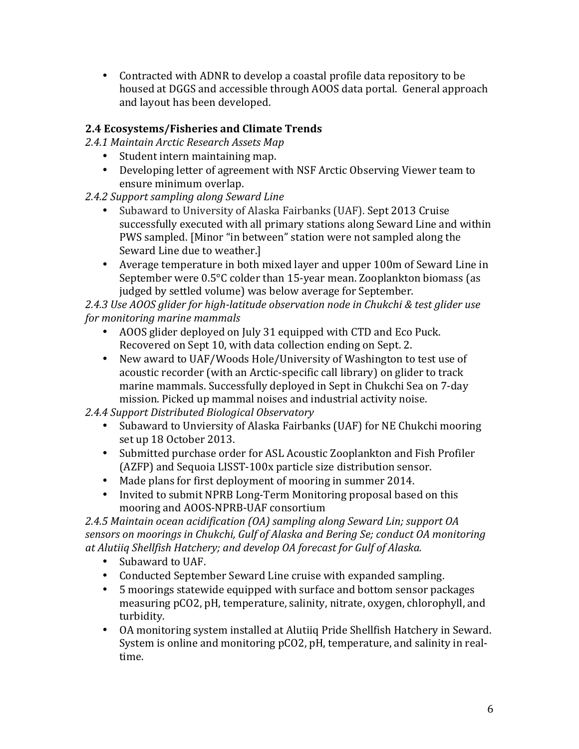- Contracted with ADNR to develop a coastal profile data repository to be housed at DGGS and accessible through AOOS data portal. General approach and layout has been developed.

### 2.4 Ecosystems/Fisheries and Climate Trends

*2.4.1 Maintain Arctic Research Assets Map*

- Student intern maintaining map.
- Developing letter of agreement with NSF Arctic Observing Viewer team to ensure minimum overlap.

*2.4.2 Support sampling along Seward Line*

- Subaward to University of Alaska Fairbanks (UAF). Sept 2013 Cruise successfully executed with all primary stations along Seward Line and within PWS sampled. [Minor "in between" station were not sampled along the Seward Line due to weather.]
- Average temperature in both mixed layer and upper 100m of Seward Line in September were 0.5°C colder than 15-year mean. Zooplankton biomass (as judged by settled volume) was below average for September.

*2.4.3 Use AOOS glider for high-latitude observation node in Chukchi & test glider use for monitoring marine mammals*

- AOOS glider deployed on July 31 equipped with CTD and Eco Puck. Recovered on Sept 10, with data collection ending on Sept. 2.
- New award to UAF/Woods Hole/University of Washington to test use of acoustic recorder (with an Arctic-specific call library) on glider to track marine mammals. Successfully deployed in Sept in Chukchi Sea on 7-day mission. Picked up mammal noises and industrial activity noise.

*2.4.4 Support Distributed Biological Observatory*

- Subaward to Unviersity of Alaska Fairbanks (UAF) for NE Chukchi mooring set up 18 October 2013.
- Submitted purchase order for ASL Acoustic Zooplankton and Fish Profiler (AZFP) and Sequoia LISST-100x particle size distribution sensor.
- Made plans for first deployment of mooring in summer 2014.
- Invited to submit NPRB Long-Term Monitoring proposal based on this mooring and AOOS-NPRB-UAF consortium

*2.4.5 Maintain ocean acidification (OA) sampling along Seward Lin; support OA sensors on moorings in Chukchi, Gulf of Alaska and Bering Se; conduct OA monitoring at Alutiiq Shellfish Hatchery; and develop OA forecast for Gulf of Alaska.*

- Subaward to UAF.
- Conducted September Seward Line cruise with expanded sampling.
- 5 moorings statewide equipped with surface and bottom sensor packages measuring $pCO_2$, pH, temperature, salinity, nitrate, oxygen, chlorophyll, and turbidity.
- OA monitoring system installed at Alutiiq Pride Shellfish Hatchery in Seward. System is online and monitoring $pCO_2$, pH, temperature, and salinity in real-time.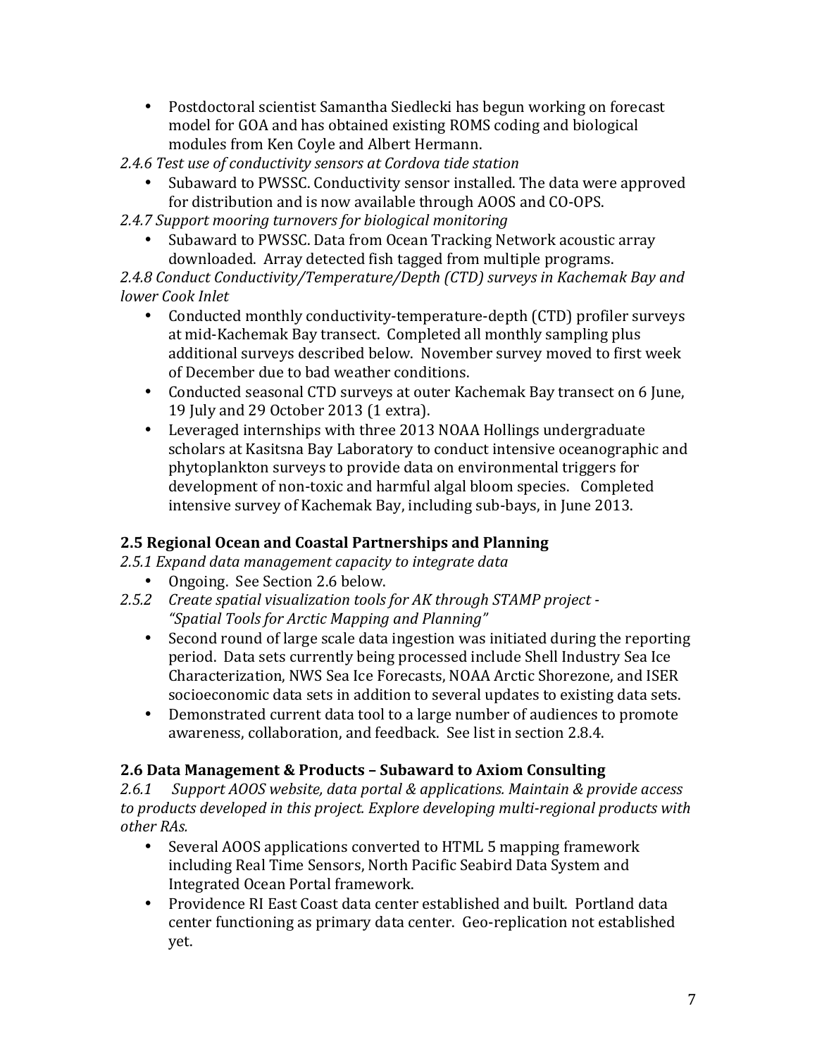- Postdoctoral scientist Samantha Siedlecki has begun working on forecast model for GOA and has obtained existing ROMS coding and biological modules from Ken Coyle and Albert Hermann.

*2.4.6 Test use of conductivity sensors at Cordova tide station*

- Subaward to PWSSC. Conductivity sensor installed. The data were approved for distribution and is now available through AOOS and CO-OPS.

*2.4.7 Support mooring turnovers for biological monitoring*

- Subaward to PWSSC. Data from Ocean Tracking Network acoustic array downloaded. Array detected fish tagged from multiple programs.

*2.4.8 Conduct Conductivity/Temperature/Depth (CTD) surveys in Kachemak Bay and lower Cook Inlet*

- Conducted monthly conductivity-temperature-depth (CTD) profiler surveys at mid-Kachemak Bay transect. Completed all monthly sampling plus additional surveys described below. November survey moved to first week of December due to bad weather conditions.
- Conducted seasonal CTD surveys at outer Kachemak Bay transect on 6 June, 19 July and 29 October 2013 (1 extra).
- Leveraged internships with three 2013 NOAA Hollings undergraduate scholars at Kasitsna Bay Laboratory to conduct intensive oceanographic and phytoplankton surveys to provide data on environmental triggers for development of non-toxic and harmful algal bloom species. Completed intensive survey of Kachemak Bay, including sub-bays, in June 2013.

### 2.5 Regional Ocean and Coastal Partnerships and Planning

*2.5.1 Expand data management capacity to integrate data*

- Ongoing. See Section 2.6 below.

*2.5.2 Create spatial visualization tools for AK through STAMP project - "Spatial Tools for Arctic Mapping and Planning"*

- Second round of large scale data ingestion was initiated during the reporting period. Data sets currently being processed include Shell Industry Sea Ice Characterization, NWS Sea Ice Forecasts, NOAA Arctic Shorezone, and ISER socioeconomic data sets in addition to several updates to existing data sets.
- Demonstrated current data tool to a large number of audiences to promote awareness, collaboration, and feedback. See list in section 2.8.4.

### 2.6 Data Management & Products – Subaward to Axiom Consulting

*2.6.1 Support AOOS website, data portal & applications. Maintain & provide access to products developed in this project. Explore developing multi-regional products with other RAs.*

- Several AOOS applications converted to HTML 5 mapping framework including Real Time Sensors, North Pacific Seabird Data System and Integrated Ocean Portal framework.
- Providence RI East Coast data center established and built. Portland data center functioning as primary data center. Geo-replication not established yet.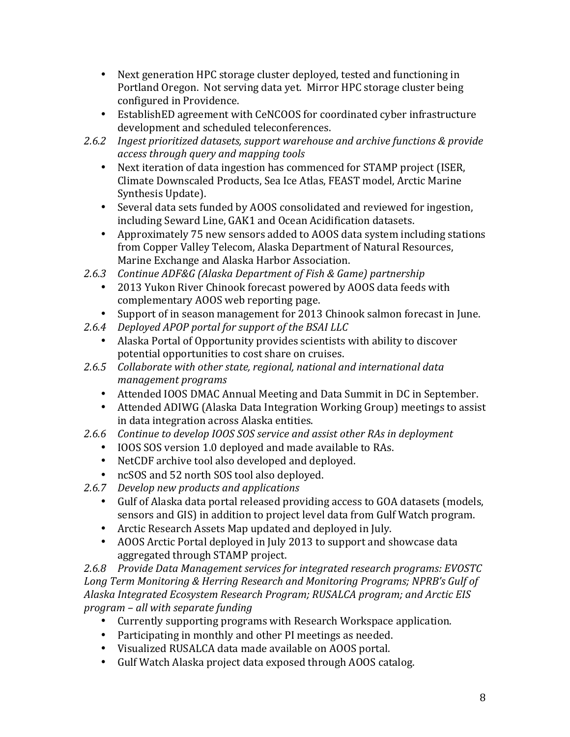- Next generation HPC storage cluster deployed, tested and functioning in Portland Oregon. Not serving data yet. Mirror HPC storage cluster being configured in Providence.
- EstablishED agreement with CeNCOOS for coordinated cyber infrastructure development and scheduled teleconferences.

*2.6.2 Ingest prioritized datasets, support warehouse and archive functions & provide access through query and mapping tools*

- Next iteration of data ingestion has commenced for STAMP project (ISER, Climate Downscaled Products, Sea Ice Atlas, FEAST model, Arctic Marine Synthesis Update).
- Several data sets funded by AOOS consolidated and reviewed for ingestion, including Seward Line, GAK1 and Ocean Acidification datasets.
- Approximately 75 new sensors added to AOOS data system including stations from Copper Valley Telecom, Alaska Department of Natural Resources, Marine Exchange and Alaska Harbor Association.

*2.6.3 Continue ADF&G (Alaska Department of Fish & Game) partnership*

- 2013 Yukon River Chinook forecast powered by AOOS data feeds with complementary AOOS web reporting page.
- Support of in season management for 2013 Chinook salmon forecast in June.

*2.6.4 Deployed APOP portal for support of the BSAI LLC*

- Alaska Portal of Opportunity provides scientists with ability to discover potential opportunities to cost share on cruises.

*2.6.5 Collaborate with other state, regional, national and international data management programs*

- Attended IOOS DMAC Annual Meeting and Data Summit in DC in September.
- Attended ADIWG (Alaska Data Integration Working Group) meetings to assist in data integration across Alaska entities.

*2.6.6 Continue to develop IOOS SOS service and assist other RAs in deployment*

- IOOS SOS version 1.0 deployed and made available to RAs.
- NetCDF archive tool also developed and deployed.
- ncSOS and 52 north SOS tool also deployed.

*2.6.7 Develop new products and applications*

- Gulf of Alaska data portal released providing access to GOA datasets (models, sensors and GIS) in addition to project level data from Gulf Watch program.
- Arctic Research Assets Map updated and deployed in July.
- AOOS Arctic Portal deployed in July 2013 to support and showcase data aggregated through STAMP project.

*2.6.8 Provide Data Management services for integrated research programs: EVOSTC Long Term Monitoring & Herring Research and Monitoring Programs; NPRB's Gulf of Alaska Integrated Ecosystem Research Program; RUSALCA program; and Arctic EIS program – all with separate funding*

- Currently supporting programs with Research Workspace application.
- Participating in monthly and other PI meetings as needed.
- Visualized RUSALCA data made available on AOOS portal.
- Gulf Watch Alaska project data exposed through AOOS catalog.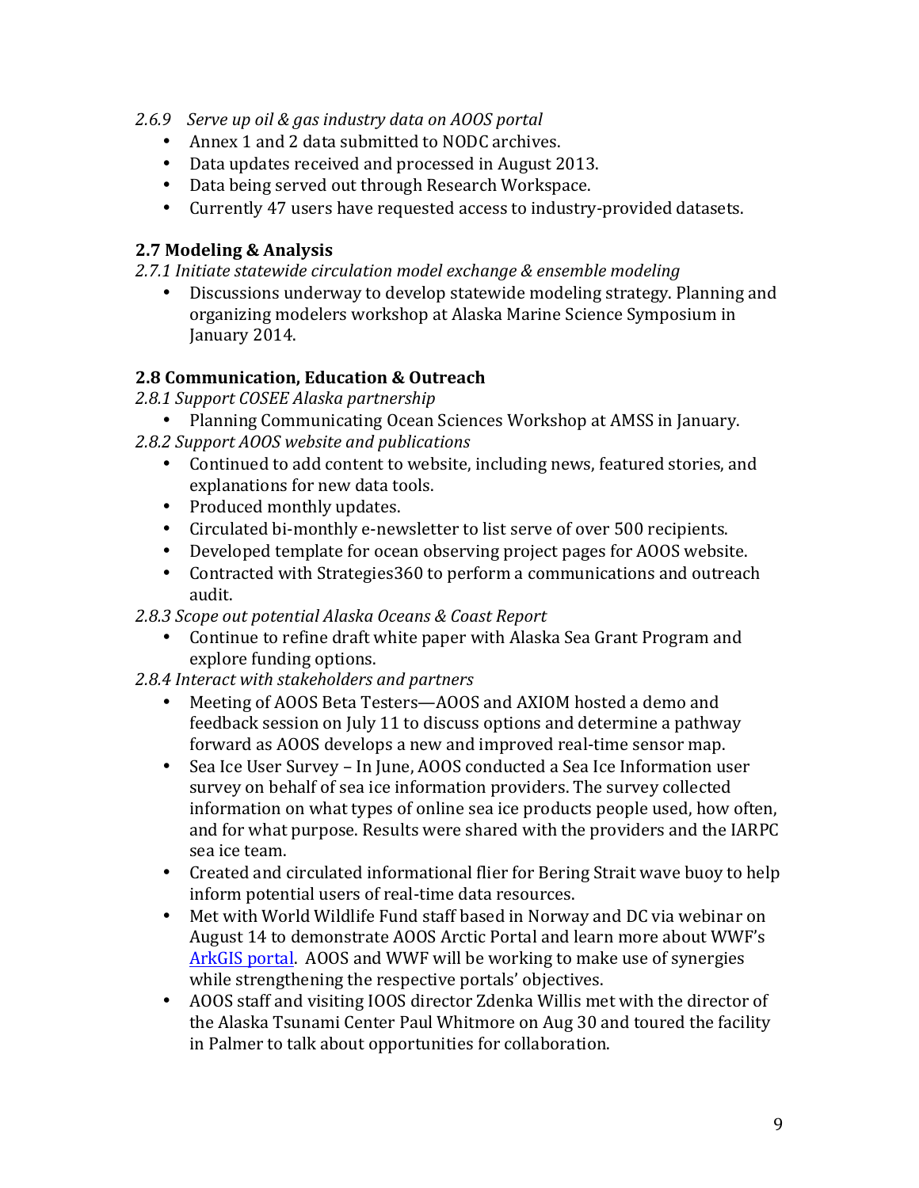*2.6.9 Serve up oil & gas industry data on AOOS portal*

- Annex 1 and 2 data submitted to NODC archives.
- Data updates received and processed in August 2013.
- Data being served out through Research Workspace.
- Currently 47 users have requested access to industry-provided datasets.

### 2.7 Modeling & Analysis

*2.7.1 Initiate statewide circulation model exchange & ensemble modeling*

- Discussions underway to develop statewide modeling strategy. Planning and organizing modelers workshop at Alaska Marine Science Symposium in January 2014.

### 2.8 Communication, Education & Outreach

*2.8.1 Support COSEE Alaska partnership*

- Planning Communicating Ocean Sciences Workshop at AMSS in January.

*2.8.2 Support AOOS website and publications*

- Continued to add content to website, including news, featured stories, and explanations for new data tools.
- Produced monthly updates.
- Circulated bi-monthly e-newsletter to list serve of over 500 recipients.
- Developed template for ocean observing project pages for AOOS website.
- Contracted with Strategies360 to perform a communications and outreach audit.

*2.8.3 Scope out potential Alaska Oceans & Coast Report*

- Continue to refine draft white paper with Alaska Sea Grant Program and explore funding options.

*2.8.4 Interact with stakeholders and partners*

- Meeting of AOOS Beta Testers—AOOS and AXIOM hosted a demo and feedback session on July 11 to discuss options and determine a pathway forward as AOOS develops a new and improved real-time sensor map.
- Sea Ice User Survey – In June, AOOS conducted a Sea Ice Information user survey on behalf of sea ice information providers. The survey collected information on what types of online sea ice products people used, how often, and for what purpose. Results were shared with the providers and the IARPC sea ice team.
- Created and circulated informational flier for Bering Strait wave buoy to help inform potential users of real-time data resources.
- Met with World Wildlife Fund staff based in Norway and DC via webinar on August 14 to demonstrate AOOS Arctic Portal and learn more about WWF's ArkGIS portal. AOOS and WWF will be working to make use of synergies while strengthening the respective portals' objectives.
- AOOS staff and visiting IOOS director Zdenka Willis met with the director of the Alaska Tsunami Center Paul Whitmore on Aug 30 and toured the facility in Palmer to talk about opportunities for collaboration.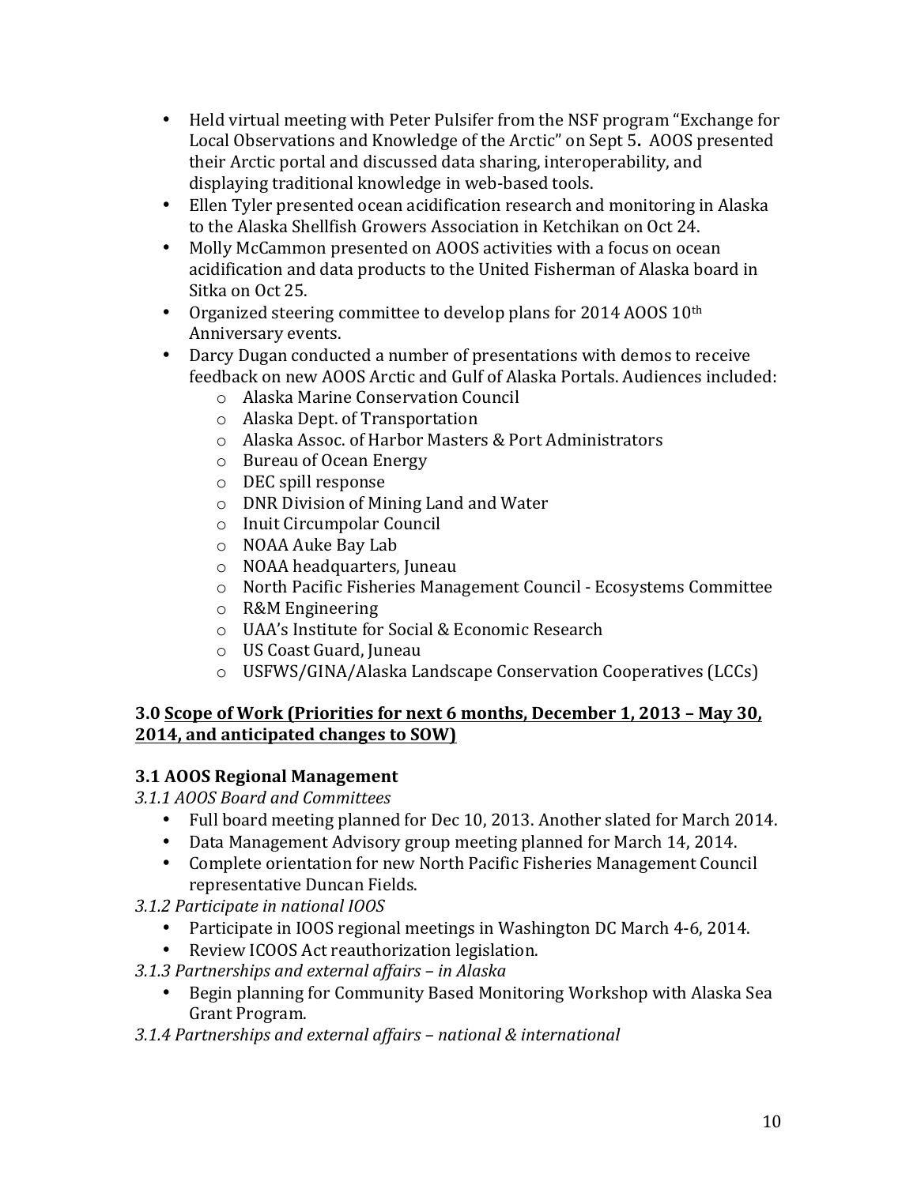- Held virtual meeting with Peter Pulsifer from the NSF program "Exchange for Local Observations and Knowledge of the Arctic" on Sept 5. AOOS presented their Arctic portal and discussed data sharing, interoperability, and displaying traditional knowledge in web-based tools.
- Ellen Tyler presented ocean acidification research and monitoring in Alaska to the Alaska Shellfish Growers Association in Ketchikan on Oct 24.
- Molly McCammon presented on AOOS activities with a focus on ocean acidification and data products to the United Fisherman of Alaska board in Sitka on Oct 25.
- Organized steering committee to develop plans for 2014 AOOS 10th Anniversary events.
- Darcy Dugan conducted a number of presentations with demos to receive feedback on new AOOS Arctic and Gulf of Alaska Portals. Audiences included:
    - Alaska Marine Conservation Council
    - Alaska Dept. of Transportation
    - Alaska Assoc. of Harbor Masters & Port Administrators
    - Bureau of Ocean Energy
    - DEC spill response
    - DNR Division of Mining Land and Water
    - Inuit Circumpolar Council
    - NOAA Auke Bay Lab
    - NOAA headquarters, Juneau
    - North Pacific Fisheries Management Council - Ecosystems Committee
    - R&M Engineering
    - UAA's Institute for Social & Economic Research
    - US Coast Guard, Juneau
    - USFWS/GINA/Alaska Landscape Conservation Cooperatives (LCCs)

### 3.0 Scope of Work (Priorities for next 6 months, December 1, 2013 – May 30, 2014, and anticipated changes to SOW)

### 3.1 AOOS Regional Management

*3.1.1 AOOS Board and Committees*

- Full board meeting planned for Dec 10, 2013. Another slated for March 2014.
- Data Management Advisory group meeting planned for March 14, 2014.
- Complete orientation for new North Pacific Fisheries Management Council representative Duncan Fields.

*3.1.2 Participate in national IOOS*

- Participate in IOOS regional meetings in Washington DC March 4-6, 2014.
- Review ICOOS Act reauthorization legislation.

*3.1.3 Partnerships and external affairs – in Alaska*

- Begin planning for Community Based Monitoring Workshop with Alaska Sea Grant Program.

*3.1.4 Partnerships and external affairs – national & international*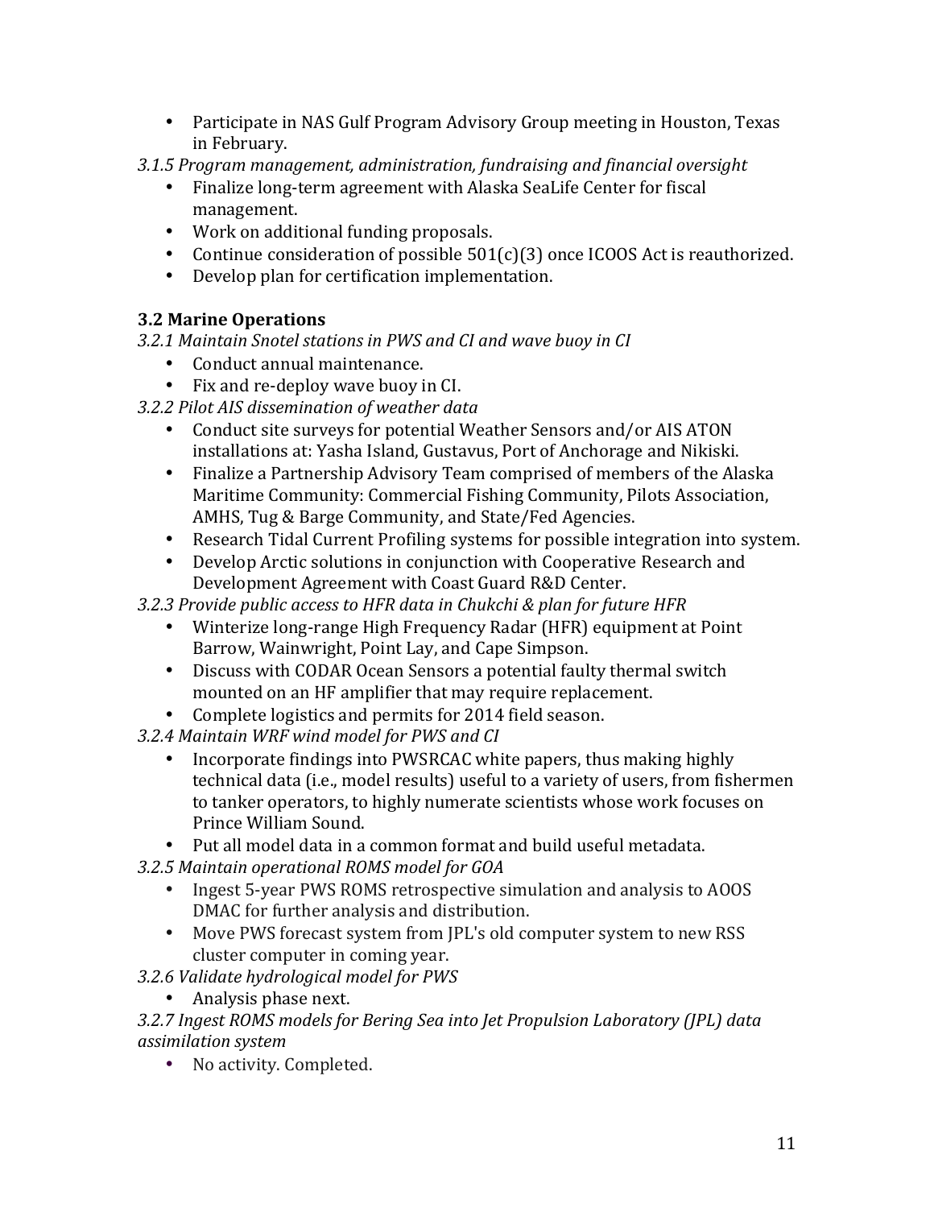- Participate in NAS Gulf Program Advisory Group meeting in Houston, Texas in February.

*3.1.5 Program management, administration, fundraising and financial oversight*

- Finalize long-term agreement with Alaska SeaLife Center for fiscal management.
- Work on additional funding proposals.
- Continue consideration of possible 501(c)(3) once ICOOS Act is reauthorized.
- Develop plan for certification implementation.

### 3.2 Marine Operations

*3.2.1 Maintain Snotel stations in PWS and CI and wave buoy in CI*

- Conduct annual maintenance.
- Fix and re-deploy wave buoy in CI.

*3.2.2 Pilot AIS dissemination of weather data*

- Conduct site surveys for potential Weather Sensors and/or AIS ATON installations at: Yasha Island, Gustavus, Port of Anchorage and Nikiski.
- Finalize a Partnership Advisory Team comprised of members of the Alaska Maritime Community: Commercial Fishing Community, Pilots Association, AMHS, Tug & Barge Community, and State/Fed Agencies.
- Research Tidal Current Profiling systems for possible integration into system.
- Develop Arctic solutions in conjunction with Cooperative Research and Development Agreement with Coast Guard R&D Center.

*3.2.3 Provide public access to HFR data in Chukchi & plan for future HFR*

- Winterize long-range High Frequency Radar (HFR) equipment at Point Barrow, Wainwright, Point Lay, and Cape Simpson.
- Discuss with CODAR Ocean Sensors a potential faulty thermal switch mounted on an HF amplifier that may require replacement.
- Complete logistics and permits for 2014 field season.

*3.2.4 Maintain WRF wind model for PWS and CI*

- Incorporate findings into PWSRCAC white papers, thus making highly technical data (i.e., model results) useful to a variety of users, from fishermen to tanker operators, to highly numerate scientists whose work focuses on Prince William Sound.
- Put all model data in a common format and build useful metadata.

*3.2.5 Maintain operational ROMS model for GOA*

- Ingest 5-year PWS ROMS retrospective simulation and analysis to AOOS DMAC for further analysis and distribution.
- Move PWS forecast system from JPL's old computer system to new RSS cluster computer in coming year.

*3.2.6 Validate hydrological model for PWS*

- Analysis phase next.

*3.2.7 Ingest ROMS models for Bering Sea into Jet Propulsion Laboratory (JPL) data assimilation system*

- No activity. Completed.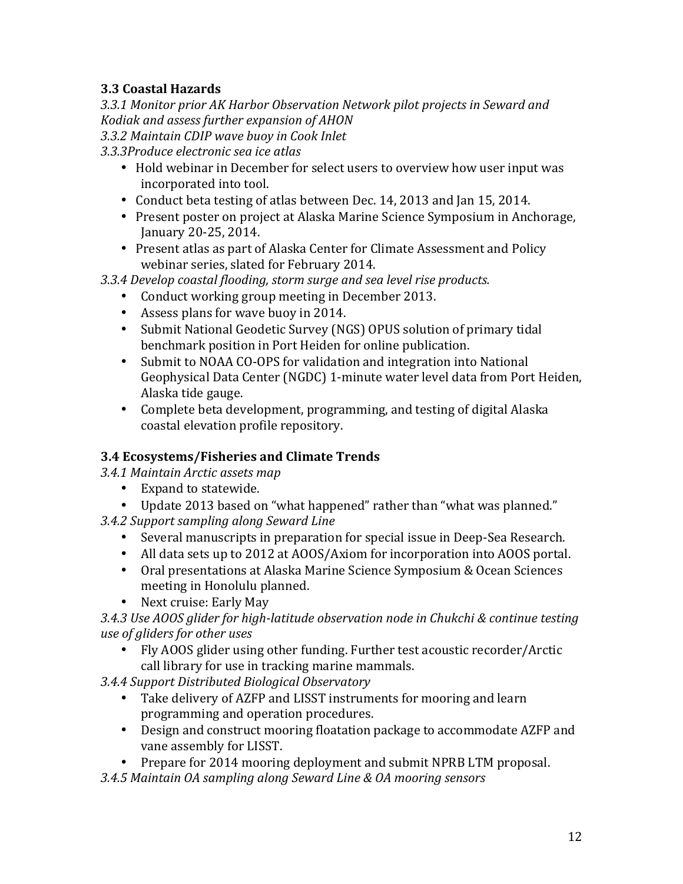### 3.3 Coastal Hazards

*3.3.1 Monitor prior AK Harbor Observation Network pilot projects in Seward and Kodiak and assess further expansion of AHON*

*3.3.2 Maintain CDIP wave buoy in Cook Inlet*

*3.3.3Produce electronic sea ice atlas*

- Hold webinar in December for select users to overview how user input was incorporated into tool.
- Conduct beta testing of atlas between Dec. 14, 2013 and Jan 15, 2014.
- Present poster on project at Alaska Marine Science Symposium in Anchorage, January 20-25, 2014.
- Present atlas as part of Alaska Center for Climate Assessment and Policy webinar series, slated for February 2014.

*3.3.4 Develop coastal flooding, storm surge and sea level rise products.*

- Conduct working group meeting in December 2013.
- Assess plans for wave buoy in 2014.
- Submit National Geodetic Survey (NGS) OPUS solution of primary tidal benchmark position in Port Heiden for online publication.
- Submit to NOAA CO-OPS for validation and integration into National Geophysical Data Center (NGDC) 1-minute water level data from Port Heiden, Alaska tide gauge.
- Complete beta development, programming, and testing of digital Alaska coastal elevation profile repository.

### 3.4 Ecosystems/Fisheries and Climate Trends

*3.4.1 Maintain Arctic assets map*

- Expand to statewide.
- Update 2013 based on "what happened" rather than "what was planned."

*3.4.2 Support sampling along Seward Line*

- Several manuscripts in preparation for special issue in Deep-Sea Research.
- All data sets up to 2012 at AOOS/Axiom for incorporation into AOOS portal.
- Oral presentations at Alaska Marine Science Symposium & Ocean Sciences meeting in Honolulu planned.
- Next cruise: Early May

*3.4.3 Use AOOS glider for high-latitude observation node in Chukchi & continue testing use of gliders for other uses*

- Fly AOOS glider using other funding. Further test acoustic recorder/Arctic call library for use in tracking marine mammals.

*3.4.4 Support Distributed Biological Observatory*

- Take delivery of AZFP and LISST instruments for mooring and learn programming and operation procedures.
- Design and construct mooring floatation package to accommodate AZFP and vane assembly for LISST.
- Prepare for 2014 mooring deployment and submit NPRB LTM proposal.

*3.4.5 Maintain OA sampling along Seward Line & OA mooring sensors*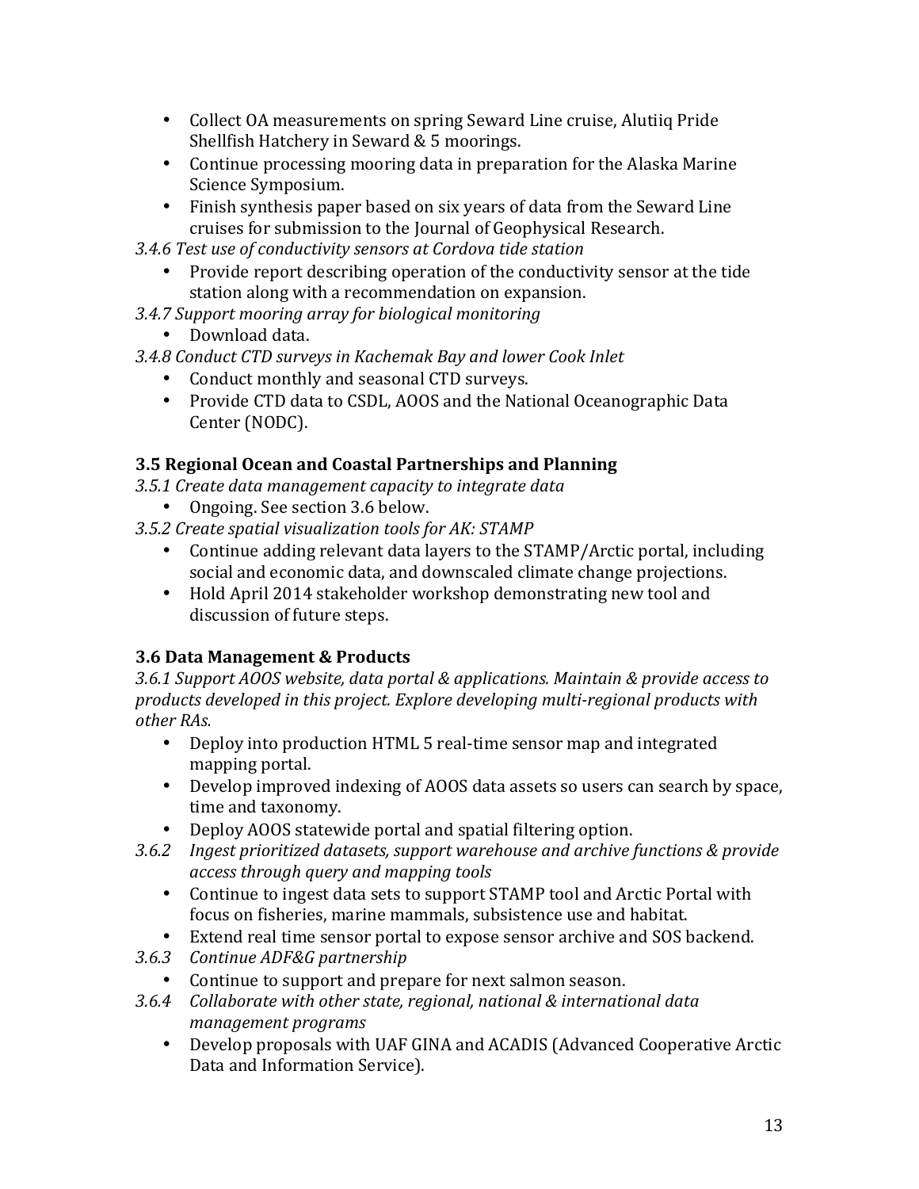- Collect OA measurements on spring Seward Line cruise, Alutiiq Pride Shellfish Hatchery in Seward & 5 moorings.
- Continue processing mooring data in preparation for the Alaska Marine Science Symposium.
- Finish synthesis paper based on six years of data from the Seward Line cruises for submission to the Journal of Geophysical Research.

*3.4.6 Test use of conductivity sensors at Cordova tide station*

- Provide report describing operation of the conductivity sensor at the tide station along with a recommendation on expansion.

*3.4.7 Support mooring array for biological monitoring*

- Download data.

*3.4.8 Conduct CTD surveys in Kachemak Bay and lower Cook Inlet*

- Conduct monthly and seasonal CTD surveys.
- Provide CTD data to CSDL, AOOS and the National Oceanographic Data Center (NODC).

### 3.5 Regional Ocean and Coastal Partnerships and Planning

*3.5.1 Create data management capacity to integrate data*

- Ongoing. See section 3.6 below.

*3.5.2 Create spatial visualization tools for AK: STAMP*

- Continue adding relevant data layers to the STAMP/Arctic portal, including social and economic data, and downscaled climate change projections.
- Hold April 2014 stakeholder workshop demonstrating new tool and discussion of future steps.

### 3.6 Data Management & Products

*3.6.1 Support AOOS website, data portal & applications. Maintain & provide access to products developed in this project. Explore developing multi-regional products with other RAs.*

- Deploy into production HTML 5 real-time sensor map and integrated mapping portal.
- Develop improved indexing of AOOS data assets so users can search by space, time and taxonomy.
- Deploy AOOS statewide portal and spatial filtering option.

*3.6.2 Ingest prioritized datasets, support warehouse and archive functions & provide access through query and mapping tools*

- Continue to ingest data sets to support STAMP tool and Arctic Portal with focus on fisheries, marine mammals, subsistence use and habitat.
- Extend real time sensor portal to expose sensor archive and SOS backend.

*3.6.3 Continue ADF&G partnership*

- Continue to support and prepare for next salmon season.

*3.6.4 Collaborate with other state, regional, national & international data management programs*

- Develop proposals with UAF GINA and ACADIS (Advanced Cooperative Arctic Data and Information Service).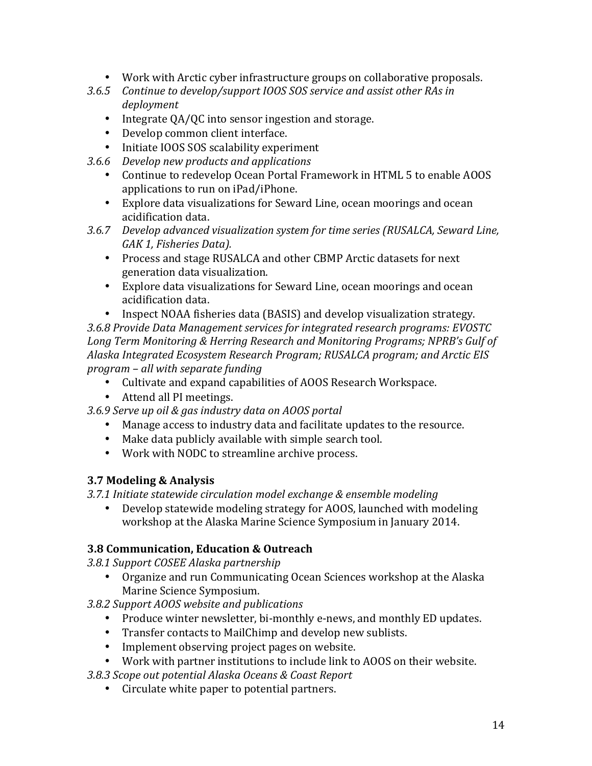- Work with Arctic cyber infrastructure groups on collaborative proposals.

*3.6.5 Continue to develop/support IOOS SOS service and assist other RAs in deployment*

- Integrate QA/QC into sensor ingestion and storage.
- Develop common client interface.
- Initiate IOOS SOS scalability experiment

*3.6.6 Develop new products and applications*

- Continue to redevelop Ocean Portal Framework in HTML 5 to enable AOOS applications to run on iPad/iPhone.
- Explore data visualizations for Seward Line, ocean moorings and ocean acidification data.

*3.6.7 Develop advanced visualization system for time series (RUSALCA, Seward Line, GAK 1, Fisheries Data).*

- Process and stage RUSALCA and other CBMP Arctic datasets for next generation data visualization.
- Explore data visualizations for Seward Line, ocean moorings and ocean acidification data.
- Inspect NOAA fisheries data (BASIS) and develop visualization strategy.

*3.6.8 Provide Data Management services for integrated research programs: EVOSTC Long Term Monitoring & Herring Research and Monitoring Programs; NPRB's Gulf of Alaska Integrated Ecosystem Research Program; RUSALCA program; and Arctic EIS program – all with separate funding*

- Cultivate and expand capabilities of AOOS Research Workspace.
- Attend all PI meetings.

*3.6.9 Serve up oil & gas industry data on AOOS portal*

- Manage access to industry data and facilitate updates to the resource.
- Make data publicly available with simple search tool.
- Work with NODC to streamline archive process.

### 3.7 Modeling & Analysis

*3.7.1 Initiate statewide circulation model exchange & ensemble modeling*

- Develop statewide modeling strategy for AOOS, launched with modeling workshop at the Alaska Marine Science Symposium in January 2014.

### 3.8 Communication, Education & Outreach

*3.8.1 Support COSEE Alaska partnership*

- Organize and run Communicating Ocean Sciences workshop at the Alaska Marine Science Symposium.

*3.8.2 Support AOOS website and publications*

- Produce winter newsletter, bi-monthly e-news, and monthly ED updates.
- Transfer contacts to MailChimp and develop new sublists.
- Implement observing project pages on website.
- Work with partner institutions to include link to AOOS on their website.

*3.8.3 Scope out potential Alaska Oceans & Coast Report*

- Circulate white paper to potential partners.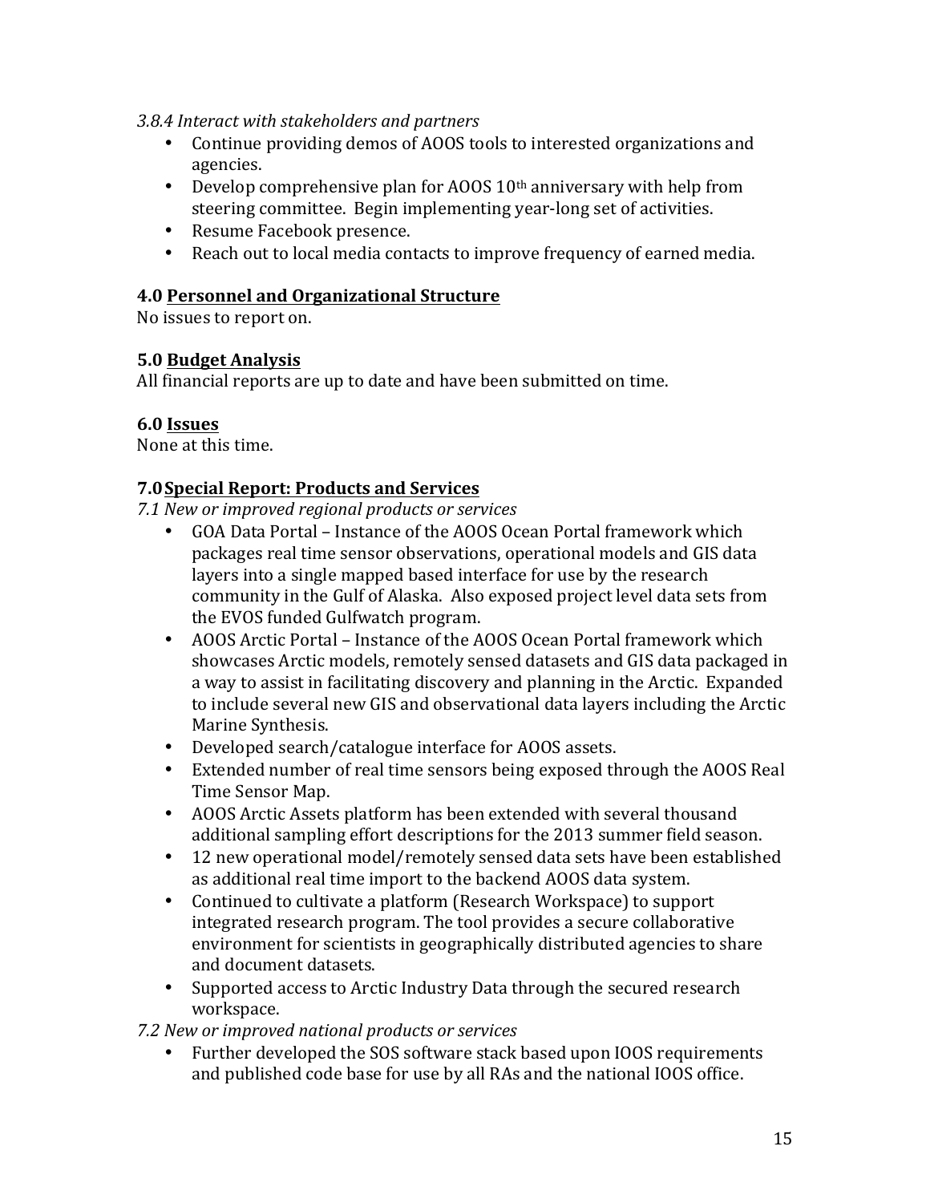*3.8.4 Interact with stakeholders and partners*

- Continue providing demos of AOOS tools to interested organizations and agencies.
- Develop comprehensive plan for AOOS 10th anniversary with help from steering committee. Begin implementing year-long set of activities.
- Resume Facebook presence.
- Reach out to local media contacts to improve frequency of earned media.

### 4.0 <u>Personnel and Organizational Structure</u>

No issues to report on.

### 5.0 <u>Budget Analysis</u>

All financial reports are up to date and have been submitted on time.

### 6.0 <u>Issues</u>

None at this time.

### 7.0 <u>Special Report: Products and Services</u>

*7.1 New or improved regional products or services*

- GOA Data Portal – Instance of the AOOS Ocean Portal framework which packages real time sensor observations, operational models and GIS data layers into a single mapped based interface for use by the research community in the Gulf of Alaska. Also exposed project level data sets from the EVOS funded Gulfwatch program.
- AOOS Arctic Portal – Instance of the AOOS Ocean Portal framework which showcases Arctic models, remotely sensed datasets and GIS data packaged in a way to assist in facilitating discovery and planning in the Arctic. Expanded to include several new GIS and observational data layers including the Arctic Marine Synthesis.
- Developed search/catalogue interface for AOOS assets.
- Extended number of real time sensors being exposed through the AOOS Real Time Sensor Map.
- AOOS Arctic Assets platform has been extended with several thousand additional sampling effort descriptions for the 2013 summer field season.
- 12 new operational model/remotely sensed data sets have been established as additional real time import to the backend AOOS data system.
- Continued to cultivate a platform (Research Workspace) to support integrated research program. The tool provides a secure collaborative environment for scientists in geographically distributed agencies to share and document datasets.
- Supported access to Arctic Industry Data through the secured research workspace.

*7.2 New or improved national products or services*

- Further developed the SOS software stack based upon IOOS requirements and published code base for use by all RAs and the national IOOS office.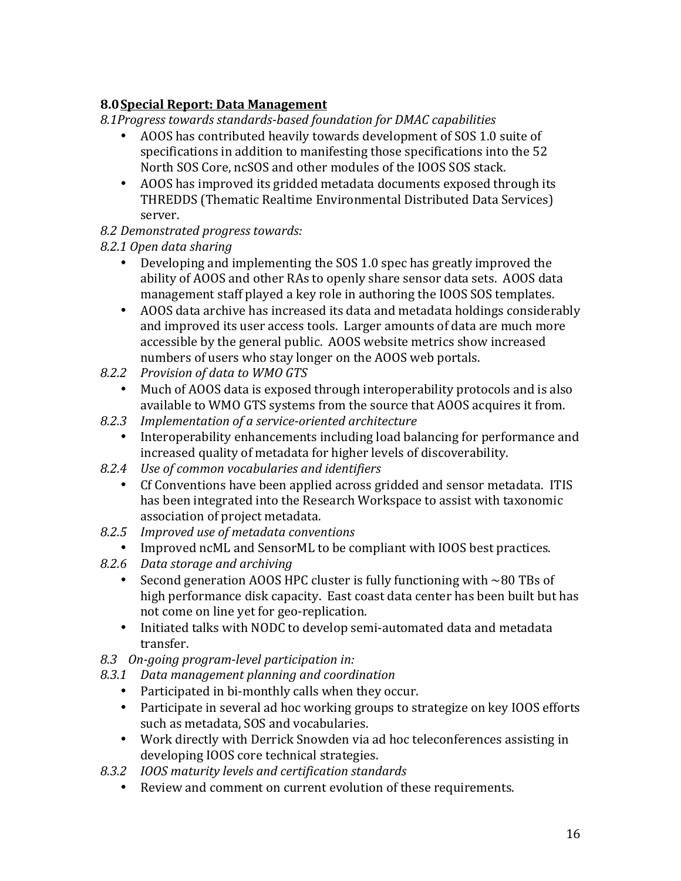## 8.0 Special Report: Data Management

*8.1 Progress towards standards-based foundation for DMAC capabilities*

- AOOS has contributed heavily towards development of SOS 1.0 suite of specifications in addition to manifesting those specifications into the 52 North SOS Core, ncSOS and other modules of the IOOS SOS stack.
- AOOS has improved its gridded metadata documents exposed through its THREDDS (Thematic Realtime Environmental Distributed Data Services) server.

*8.2 Demonstrated progress towards:*

*8.2.1 Open data sharing*

- Developing and implementing the SOS 1.0 spec has greatly improved the ability of AOOS and other RAs to openly share sensor data sets. AOOS data management staff played a key role in authoring the IOOS SOS templates.
- AOOS data archive has increased its data and metadata holdings considerably and improved its user access tools. Larger amounts of data are much more accessible by the general public. AOOS website metrics show increased numbers of users who stay longer on the AOOS web portals.

*8.2.2 Provision of data to WMO GTS*

- Much of AOOS data is exposed through interoperability protocols and is also available to WMO GTS systems from the source that AOOS acquires it from.

*8.2.3 Implementation of a service-oriented architecture*

- Interoperability enhancements including load balancing for performance and increased quality of metadata for higher levels of discoverability.

*8.2.4 Use of common vocabularies and identifiers*

- Cf Conventions have been applied across gridded and sensor metadata. ITIS has been integrated into the Research Workspace to assist with taxonomic association of project metadata.

*8.2.5 Improved use of metadata conventions*

- Improved ncML and SensorML to be compliant with IOOS best practices.

*8.2.6 Data storage and archiving*

- Second generation AOOS HPC cluster is fully functioning with ~80 TBs of high performance disk capacity. East coast data center has been built but has not come on line yet for geo-replication.
- Initiated talks with NODC to develop semi-automated data and metadata transfer.

*8.3 On-going program-level participation in:*

*8.3.1 Data management planning and coordination*

- Participated in bi-monthly calls when they occur.
- Participate in several ad hoc working groups to strategize on key IOOS efforts such as metadata, SOS and vocabularies.
- Work directly with Derrick Snowden via ad hoc teleconferences assisting in developing IOOS core technical strategies.

*8.3.2 IOOS maturity levels and certification standards*

- Review and comment on current evolution of these requirements.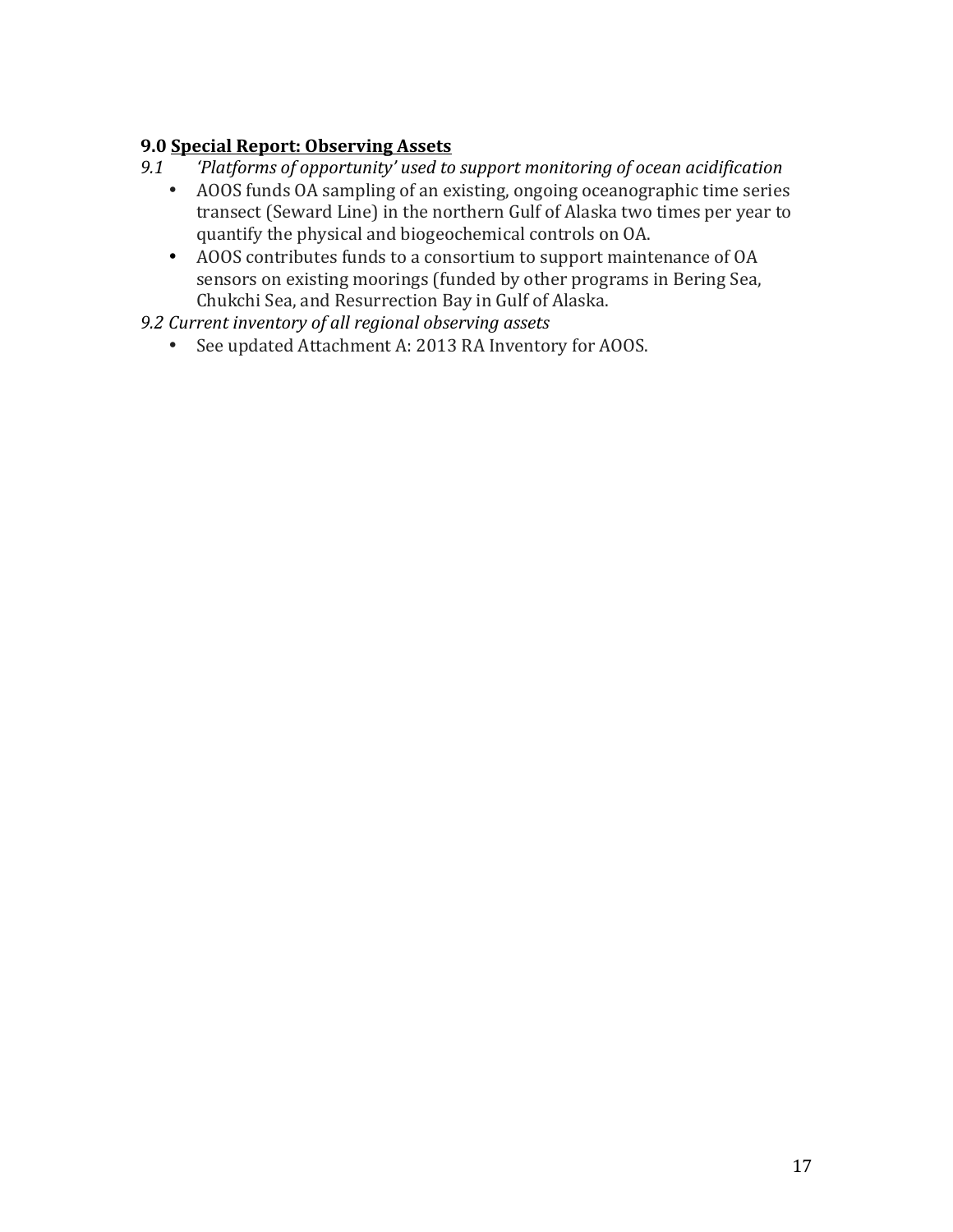## 9.0 **Special Report: Observing Assets**

*9.1 'Platforms of opportunity' used to support monitoring of ocean acidification*

- AOOS funds OA sampling of an existing, ongoing oceanographic time series transect (Seward Line) in the northern Gulf of Alaska two times per year to quantify the physical and biogeochemical controls on OA.
- AOOS contributes funds to a consortium to support maintenance of OA sensors on existing moorings (funded by other programs in Bering Sea, Chukchi Sea, and Resurrection Bay in Gulf of Alaska.

*9.2 Current inventory of all regional observing assets*

- See updated Attachment A: 2013 RA Inventory for AOOS.